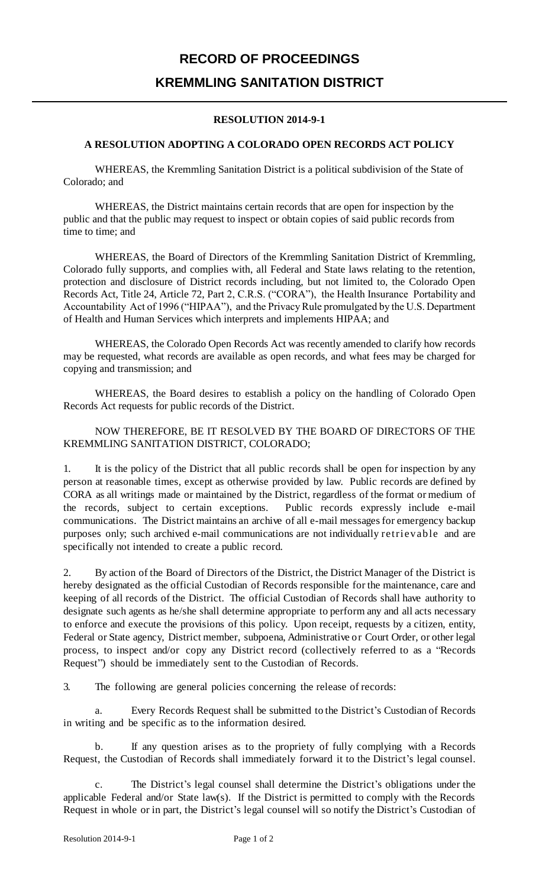# RECORD OF PROCEEDINGS

# KREMMLING SANITATION DISTRICT

**RESOLUTION 2014-9-1**

**A RESOLUTION ADOPTING A COLORADO OPEN RECORDS ACT POLICY**

WHEREAS, the Kremmling Sanitation District is a political subdivision of the State of Colorado; and

WHEREAS, the District maintains certain records that are open for inspection by the public and that the public may request to inspect or obtain copies of said public records from time to time; and

WHEREAS, the Board of Directors of the Kremmling Sanitation District of Kremmling, Colorado fully supports, and complies with, all Federal and State laws relating to the retention, protection and disclosure of District records including, but not limited to, the Colorado Open Records Act, Title 24, Article 72, Part 2, C.R.S. ("CORA"), the Health Insurance Portability and Accountability Act of 1996 ("HIPAA"), and the Privacy Rule promulgated by the U.S. Department of Health and Human Services which interprets and implements HIPAA; and

WHEREAS, the Colorado Open Records Act was recently amended to clarify how records may be requested, what records are available as open records, and what fees may be charged for copying and transmission; and

WHEREAS, the Board desires to establish a policy on the handling of Colorado Open Records Act requests for public records of the District.

NOW THEREFORE, BE IT RESOLVED BY THE BOARD OF DIRECTORS OF THE KREMMLING SANITATION DISTRICT, COLORADO;

1. It is the policy of the District that all public records shall be open for inspection by any person at reasonable times, except as otherwise provided by law. Public records are defined by CORA as all writings made or maintained by the District, regardless of the format or medium of the records, subject to certain exceptions. Public records expressly include e-mail communications. The District maintains an archive of all e-mail messages for emergency backup purposes only; such archived e-mail communications are not individually retrievable and are specifically not intended to create a public record.

2. By action of the Board of Directors of the District, the District Manager of the District is hereby designated as the official Custodian of Records responsible for the maintenance, care and keeping of all records of the District. The official Custodian of Records shall have authority to designate such agents as he/she shall determine appropriate to perform any and all acts necessary to enforce and execute the provisions of this policy. Upon receipt, requests by a citizen, entity, Federal or State agency, District member, subpoena, Administrative or Court Order, or other legal process, to inspect and/or copy any District record (collectively referred to as a "Records Request") should be immediately sent to the Custodian of Records.

3. The following are general policies concerning the release of records:

   a. Every Records Request shall be submitted to the District's Custodian of Records in writing and be specific as to the information desired.

   b. If any question arises as to the propriety of fully complying with a Records Request, the Custodian of Records shall immediately forward it to the District's legal counsel.

   c. The District's legal counsel shall determine the District's obligations under the applicable Federal and/or State law(s). If the District is permitted to comply with the Records Request in whole or in part, the District's legal counsel will so notify the District's Custodian of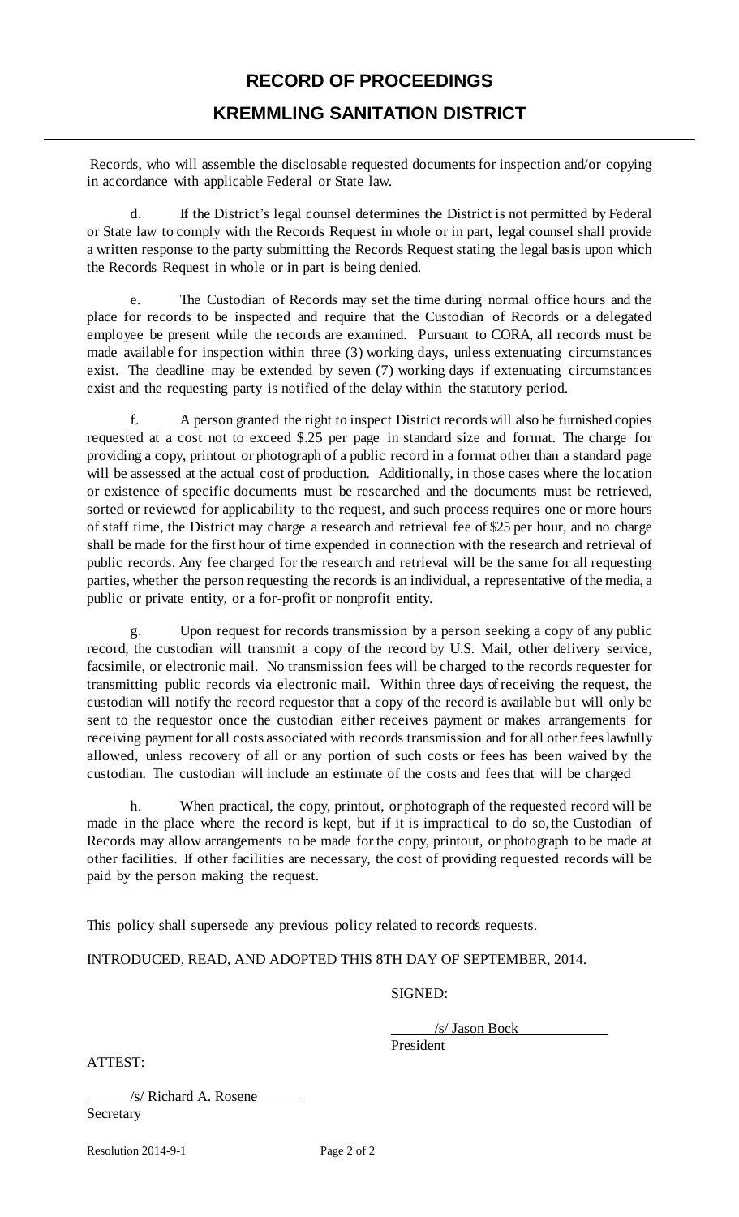Records, who will assemble the disclosable requested documents for inspection and/or copying in accordance with applicable Federal or State law.

d. If the District's legal counsel determines the District is not permitted by Federal or State law to comply with the Records Request in whole or in part, legal counsel shall provide a written response to the party submitting the Records Request stating the legal basis upon which the Records Request in whole or in part is being denied.

e. The Custodian of Records may set the time during normal office hours and the place for records to be inspected and require that the Custodian of Records or a delegated employee be present while the records are examined. Pursuant to CORA, all records must be made available for inspection within three (3) working days, unless extenuating circumstances exist. The deadline may be extended by seven (7) working days if extenuating circumstances exist and the requesting party is notified of the delay within the statutory period.

f. A person granted the right to inspect District records will also be furnished copies requested at a cost not to exceed $.25 per page in standard size and format. The charge for providing a copy, printout or photograph of a public record in a format other than a standard page will be assessed at the actual cost of production. Additionally, in those cases where the location or existence of specific documents must be researched and the documents must be retrieved, sorted or reviewed for applicability to the request, and such process requires one or more hours of staff time, the District may charge a research and retrieval fee of $25 per hour, and no charge shall be made for the first hour of time expended in connection with the research and retrieval of public records. Any fee charged for the research and retrieval will be the same for all requesting parties, whether the person requesting the records is an individual, a representative of the media, a public or private entity, or a for-profit or nonprofit entity.

g. Upon request for records transmission by a person seeking a copy of any public record, the custodian will transmit a copy of the record by U.S. Mail, other delivery service, facsimile, or electronic mail. No transmission fees will be charged to the records requester for transmitting public records via electronic mail. Within three days of receiving the request, the custodian will notify the record requestor that a copy of the record is available but will only be sent to the requestor once the custodian either receives payment or makes arrangements for receiving payment for all costs associated with records transmission and for all other fees lawfully allowed, unless recovery of all or any portion of such costs or fees has been waived by the custodian. The custodian will include an estimate of the costs and fees that will be charged

h. When practical, the copy, printout, or photograph of the requested record will be made in the place where the record is kept, but if it is impractical to do so, the Custodian of Records may allow arrangements to be made for the copy, printout, or photograph to be made at other facilities. If other facilities are necessary, the cost of providing requested records will be paid by the person making the request.

This policy shall supersede any previous policy related to records requests.

INTRODUCED, READ, AND ADOPTED THIS 8TH DAY OF SEPTEMBER, 2014.

SIGNED:

/s/ Jason Bock
President

ATTEST:

/s/ Richard A. Rosene
Secretary

Resolution 2014-9-1